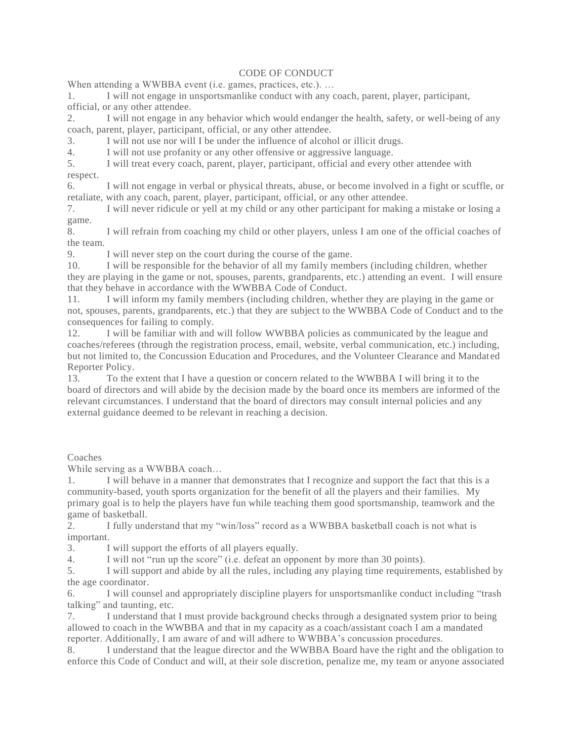# CODE OF CONDUCT

When attending a WWBBA event (i.e. games, practices, etc.). …

1. I will not engage in unsportsmanlike conduct with any coach, parent, player, participant, official, or any other attendee.
2. I will not engage in any behavior which would endanger the health, safety, or well-being of any coach, parent, player, participant, official, or any other attendee.
3. I will not use nor will I be under the influence of alcohol or illicit drugs.
4. I will not use profanity or any other offensive or aggressive language.
5. I will treat every coach, parent, player, participant, official and every other attendee with respect.
6. I will not engage in verbal or physical threats, abuse, or become involved in a fight or scuffle, or retaliate, with any coach, parent, player, participant, official, or any other attendee.
7. I will never ridicule or yell at my child or any other participant for making a mistake or losing a game.
8. I will refrain from coaching my child or other players, unless I am one of the official coaches of the team.
9. I will never step on the court during the course of the game.
10. I will be responsible for the behavior of all my family members (including children, whether they are playing in the game or not, spouses, parents, grandparents, etc.) attending an event. I will ensure that they behave in accordance with the WWBBA Code of Conduct.
11. I will inform my family members (including children, whether they are playing in the game or not, spouses, parents, grandparents, etc.) that they are subject to the WWBBA Code of Conduct and to the consequences for failing to comply.
12. I will be familiar with and will follow WWBBA policies as communicated by the league and coaches/referees (through the registration process, email, website, verbal communication, etc.) including, but not limited to, the Concussion Education and Procedures, and the Volunteer Clearance and Mandated Reporter Policy.
13. To the extent that I have a question or concern related to the WWBBA I will bring it to the board of directors and will abide by the decision made by the board once its members are informed of the relevant circumstances. I understand that the board of directors may consult internal policies and any external guidance deemed to be relevant in reaching a decision.

## Coaches

While serving as a WWBBA coach…

1. I will behave in a manner that demonstrates that I recognize and support the fact that this is a community-based, youth sports organization for the benefit of all the players and their families. My primary goal is to help the players have fun while teaching them good sportsmanship, teamwork and the game of basketball.
2. I fully understand that my "win/loss" record as a WWBBA basketball coach is not what is important.
3. I will support the efforts of all players equally.
4. I will not "run up the score" (i.e. defeat an opponent by more than 30 points).
5. I will support and abide by all the rules, including any playing time requirements, established by the age coordinator.
6. I will counsel and appropriately discipline players for unsportsmanlike conduct including "trash talking" and taunting, etc.
7. I understand that I must provide background checks through a designated system prior to being allowed to coach in the WWBBA and that in my capacity as a coach/assistant coach I am a mandated reporter. Additionally, I am aware of and will adhere to WWBBA's concussion procedures.
8. I understand that the league director and the WWBBA Board have the right and the obligation to enforce this Code of Conduct and will, at their sole discretion, penalize me, my team or anyone associated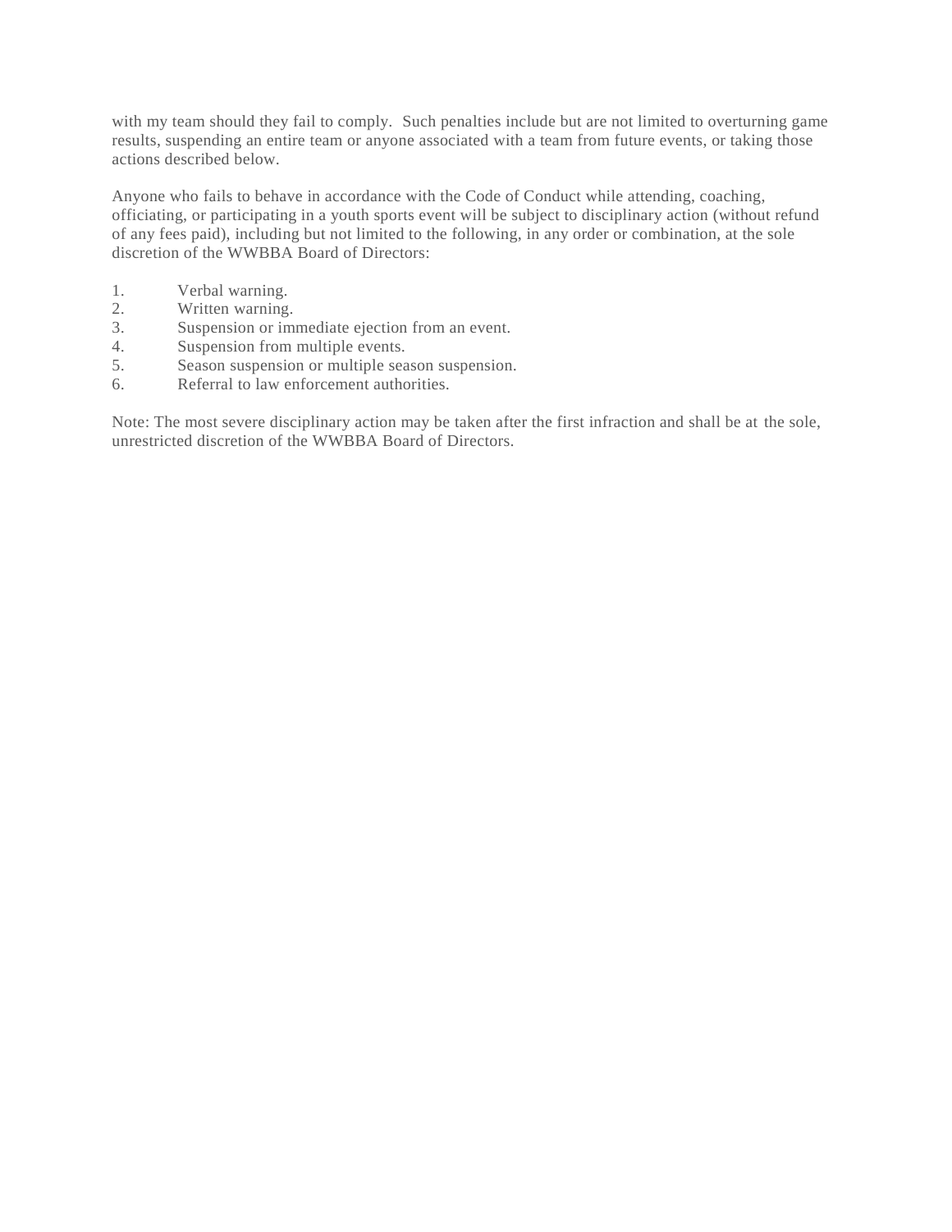with my team should they fail to comply. Such penalties include but are not limited to overturning game results, suspending an entire team or anyone associated with a team from future events, or taking those actions described below.

Anyone who fails to behave in accordance with the Code of Conduct while attending, coaching, officiating, or participating in a youth sports event will be subject to disciplinary action (without refund of any fees paid), including but not limited to the following, in any order or combination, at the sole discretion of the WWBBA Board of Directors:

1. Verbal warning.
2. Written warning.
3. Suspension or immediate ejection from an event.
4. Suspension from multiple events.
5. Season suspension or multiple season suspension.
6. Referral to law enforcement authorities.

Note: The most severe disciplinary action may be taken after the first infraction and shall be at the sole, unrestricted discretion of the WWBBA Board of Directors.